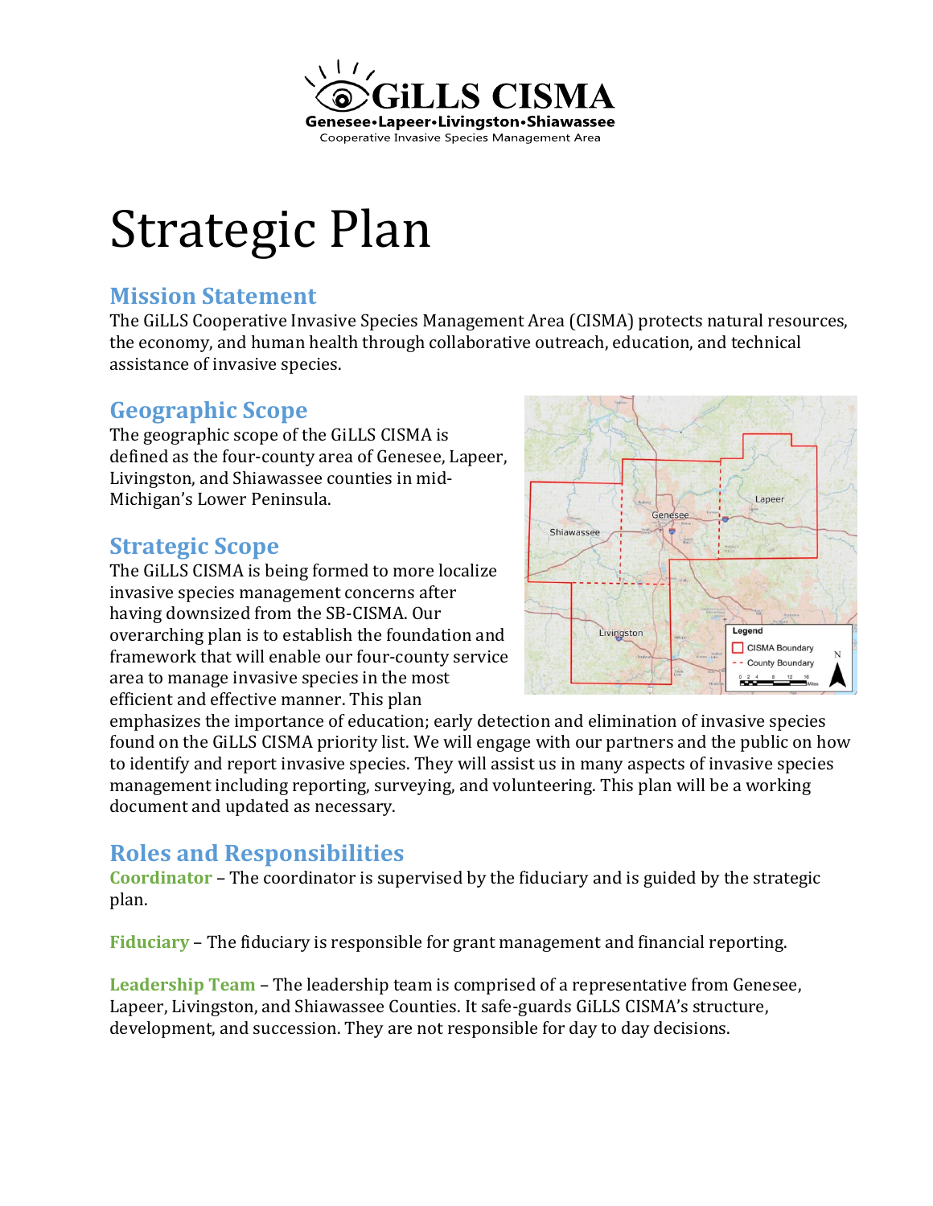GiLLS CISMA

Genesee•Lapeer•Livingston•Shiawassee

Cooperative Invasive Species Management Area

# Strategic Plan

## Mission Statement

The GiLLS Cooperative Invasive Species Management Area (CISMA) protects natural resources, the economy, and human health through collaborative outreach, education, and technical assistance of invasive species.

## Geographic Scope

The geographic scope of the GiLLS CISMA is defined as the four-county area of Genesee, Lapeer, Livingston, and Shiawassee counties in mid-Michigan's Lower Peninsula.

## Strategic Scope

The GiLLS CISMA is being formed to more localize invasive species management concerns after having downsized from the SB-CISMA. Our overarching plan is to establish the foundation and framework that will enable our four-county service area to manage invasive species in the most efficient and effective manner. This plan emphasizes the importance of education; early detection and elimination of invasive species found on the GiLLS CISMA priority list. We will engage with our partners and the public on how to identify and report invasive species. They will assist us in many aspects of invasive species management including reporting, surveying, and volunteering. This plan will be a working document and updated as necessary.

## Roles and Responsibilities

**Coordinator** – The coordinator is supervised by the fiduciary and is guided by the strategic plan.

**Fiduciary** – The fiduciary is responsible for grant management and financial reporting.

**Leadership Team** – The leadership team is comprised of a representative from Genesee, Lapeer, Livingston, and Shiawassee Counties. It safe-guards GiLLS CISMA's structure, development, and succession. They are not responsible for day to day decisions.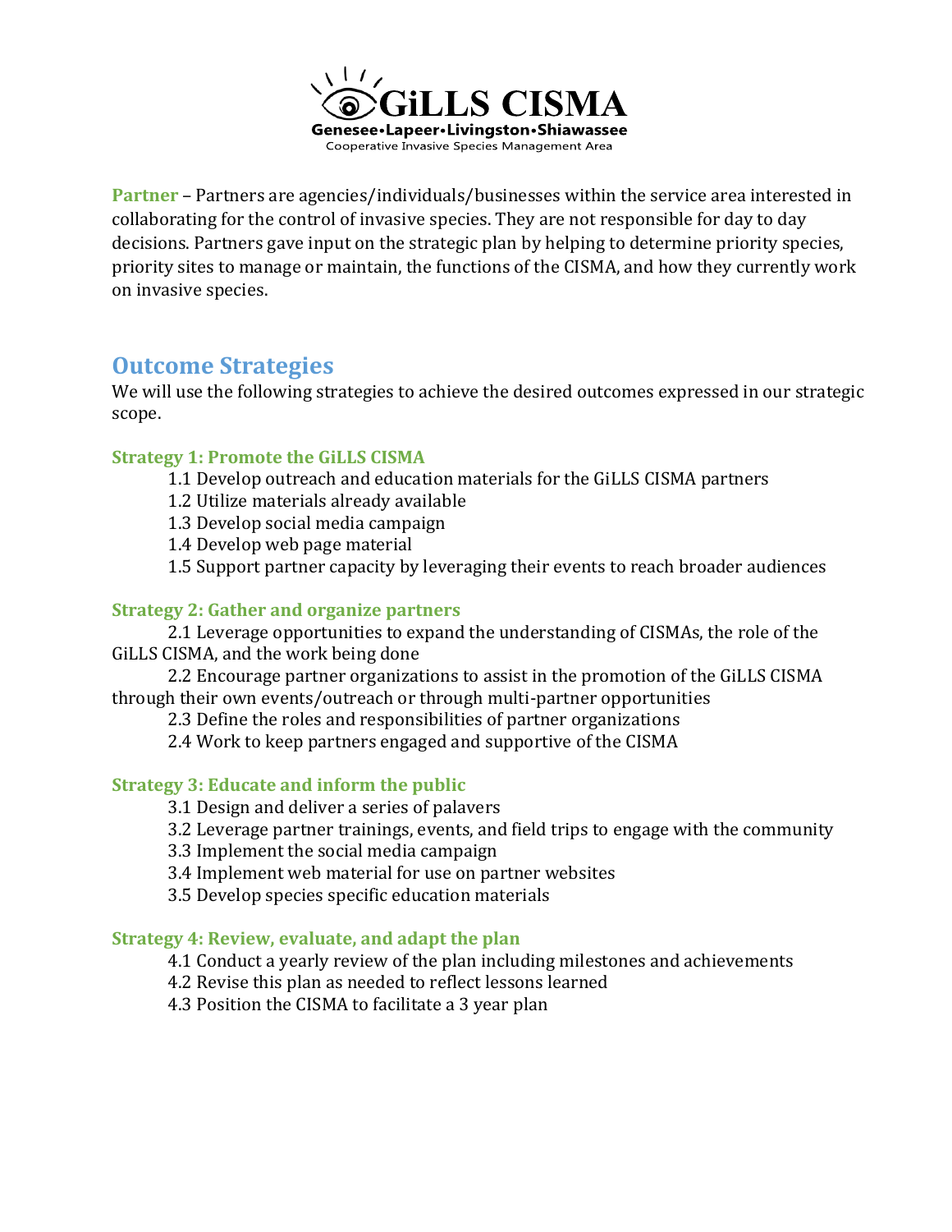**Partner** – Partners are agencies/individuals/businesses within the service area interested in collaborating for the control of invasive species. They are not responsible for day to day decisions. Partners gave input on the strategic plan by helping to determine priority species, priority sites to manage or maintain, the functions of the CISMA, and how they currently work on invasive species.

## Outcome Strategies

We will use the following strategies to achieve the desired outcomes expressed in our strategic scope.

### Strategy 1: Promote the GiLLS CISMA

- 1.1 Develop outreach and education materials for the GiLLS CISMA partners
- 1.2 Utilize materials already available
- 1.3 Develop social media campaign
- 1.4 Develop web page material
- 1.5 Support partner capacity by leveraging their events to reach broader audiences

### Strategy 2: Gather and organize partners

- 2.1 Leverage opportunities to expand the understanding of CISMAs, the role of the GiLLS CISMA, and the work being done
- 2.2 Encourage partner organizations to assist in the promotion of the GiLLS CISMA through their own events/outreach or through multi-partner opportunities
- 2.3 Define the roles and responsibilities of partner organizations
- 2.4 Work to keep partners engaged and supportive of the CISMA

### Strategy 3: Educate and inform the public

- 3.1 Design and deliver a series of palavers
- 3.2 Leverage partner trainings, events, and field trips to engage with the community
- 3.3 Implement the social media campaign
- 3.4 Implement web material for use on partner websites
- 3.5 Develop species specific education materials

### Strategy 4: Review, evaluate, and adapt the plan

- 4.1 Conduct a yearly review of the plan including milestones and achievements
- 4.2 Revise this plan as needed to reflect lessons learned
- 4.3 Position the CISMA to facilitate a 3 year plan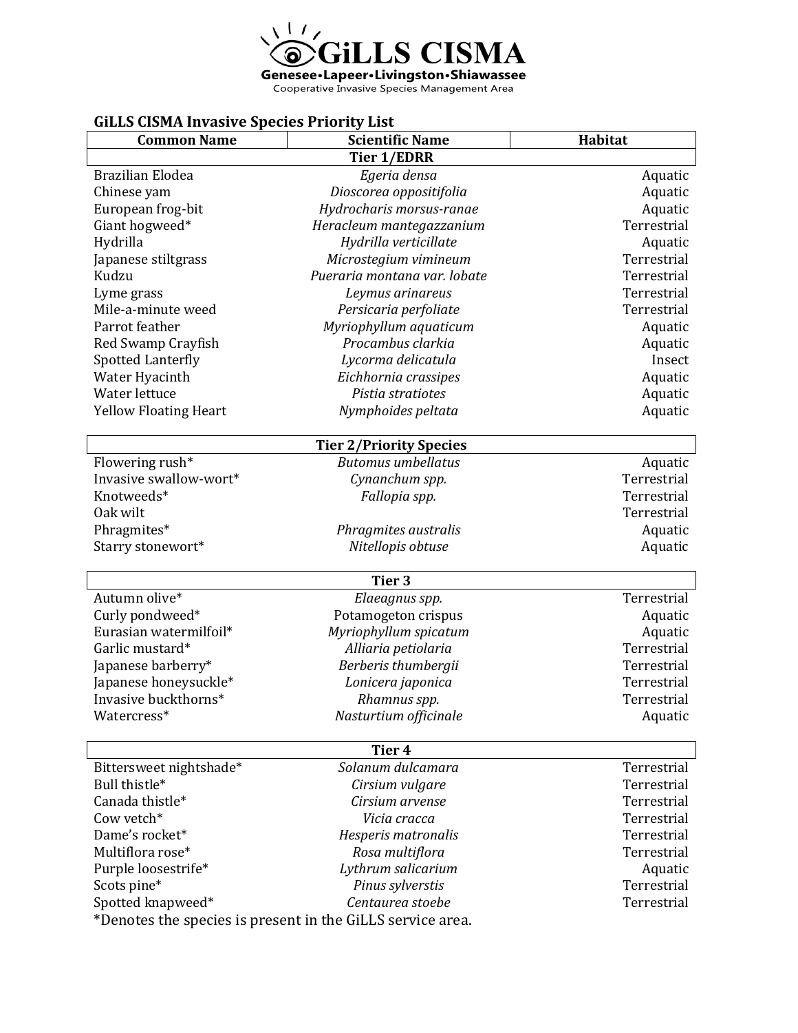# GiLLS CISMA

**Genesee•Lapeer•Livingston•Shiawassee**

Cooperative Invasive Species Management Area

## GiLLS CISMA Invasive Species Priority List

| Common Name | Scientific Name | Habitat |
|---|---|---|
| **Tier 1/EDRR** | | |
| Brazilian Elodea | *Egeria densa* | Aquatic |
| Chinese yam | *Dioscorea oppositifolia* | Aquatic |
| European frog-bit | *Hydrocharis morsus-ranae* | Aquatic |
| Giant hogweed* | *Heracleum mantegazzanium* | Terrestrial |
| Hydrilla | *Hydrilla verticillate* | Aquatic |
| Japanese stiltgrass | *Microstegium vimineum* | Terrestrial |
| Kudzu | *Pueraria montana var. lobate* | Terrestrial |
| Lyme grass | *Leymus arinareus* | Terrestrial |
| Mile-a-minute weed | *Persicaria perfoliate* | Terrestrial |
| Parrot feather | *Myriophyllum aquaticum* | Aquatic |
| Red Swamp Crayfish | *Procambus clarkia* | Aquatic |
| Spotted Lanterfly | *Lycorma delicatula* | Insect |
| Water Hyacinth | *Eichhornia crassipes* | Aquatic |
| Water lettuce | *Pistia stratiotes* | Aquatic |
| Yellow Floating Heart | *Nymphoides peltata* | Aquatic |
| **Tier 2/Priority Species** | | |
| Flowering rush* | *Butomus umbellatus* | Aquatic |
| Invasive swallow-wort* | *Cynanchum spp.* | Terrestrial |
| Knotweeds* | *Fallopia spp.* | Terrestrial |
| Oak wilt | | Terrestrial |
| Phragmites* | *Phragmites australis* | Aquatic |
| Starry stonewort* | *Nitellopis obtuse* | Aquatic |
| **Tier 3** | | |
| Autumn olive* | *Elaeagnus spp.* | Terrestrial |
| Curly pondweed* | Potamogeton crispus | Aquatic |
| Eurasian watermilfoil* | *Myriophyllum spicatum* | Aquatic |
| Garlic mustard* | *Alliaria petiolaria* | Terrestrial |
| Japanese barberry* | *Berberis thumbergii* | Terrestrial |
| Japanese honeysuckle* | *Lonicera japonica* | Terrestrial |
| Invasive buckthorns* | *Rhamnus spp.* | Terrestrial |
| Watercress* | *Nasturtium officinale* | Aquatic |
| **Tier 4** | | |
| Bittersweet nightshade* | *Solanum dulcamara* | Terrestrial |
| Bull thistle* | *Cirsium vulgare* | Terrestrial |
| Canada thistle* | *Cirsium arvense* | Terrestrial |
| Cow vetch* | *Vicia cracca* | Terrestrial |
| Dame's rocket* | *Hesperis matronalis* | Terrestrial |
| Multiflora rose* | *Rosa multiflora* | Terrestrial |
| Purple loosestrife* | *Lythrum salicarium* | Aquatic |
| Scots pine* | *Pinus sylverstis* | Terrestrial |
| Spotted knapweed* | *Centaurea stoebe* | Terrestrial |

*Denotes the species is present in the GiLLS service area.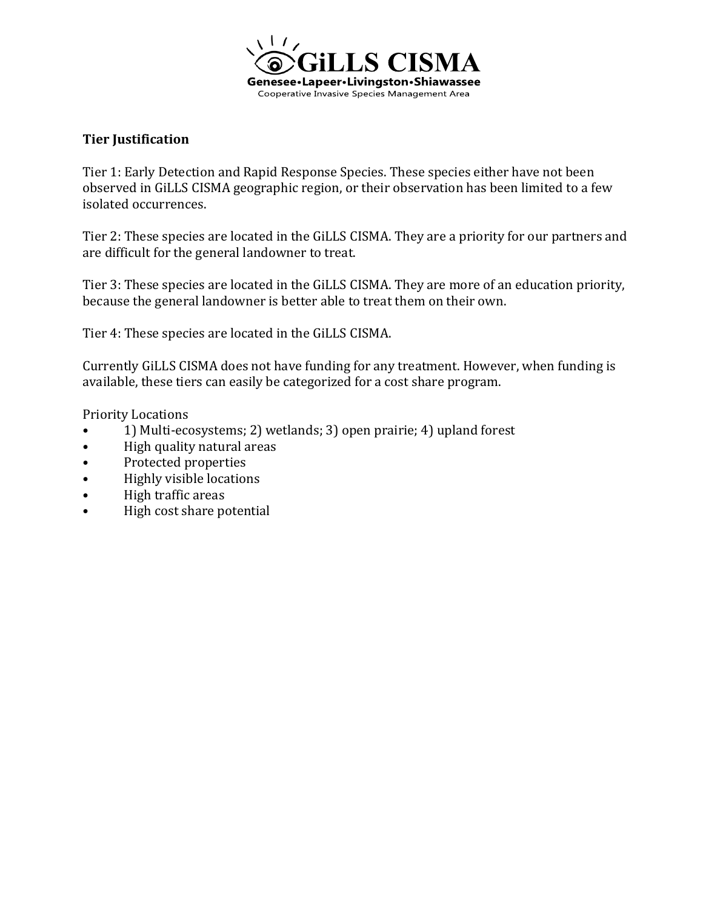**Tier Justification**

Tier 1: Early Detection and Rapid Response Species. These species either have not been observed in GiLLS CISMA geographic region, or their observation has been limited to a few isolated occurrences.

Tier 2: These species are located in the GiLLS CISMA. They are a priority for our partners and are difficult for the general landowner to treat.

Tier 3: These species are located in the GiLLS CISMA. They are more of an education priority, because the general landowner is better able to treat them on their own.

Tier 4: These species are located in the GiLLS CISMA.

Currently GiLLS CISMA does not have funding for any treatment. However, when funding is available, these tiers can easily be categorized for a cost share program.

Priority Locations

- 1) Multi-ecosystems; 2) wetlands; 3) open prairie; 4) upland forest
- High quality natural areas
- Protected properties
- Highly visible locations
- High traffic areas
- High cost share potential